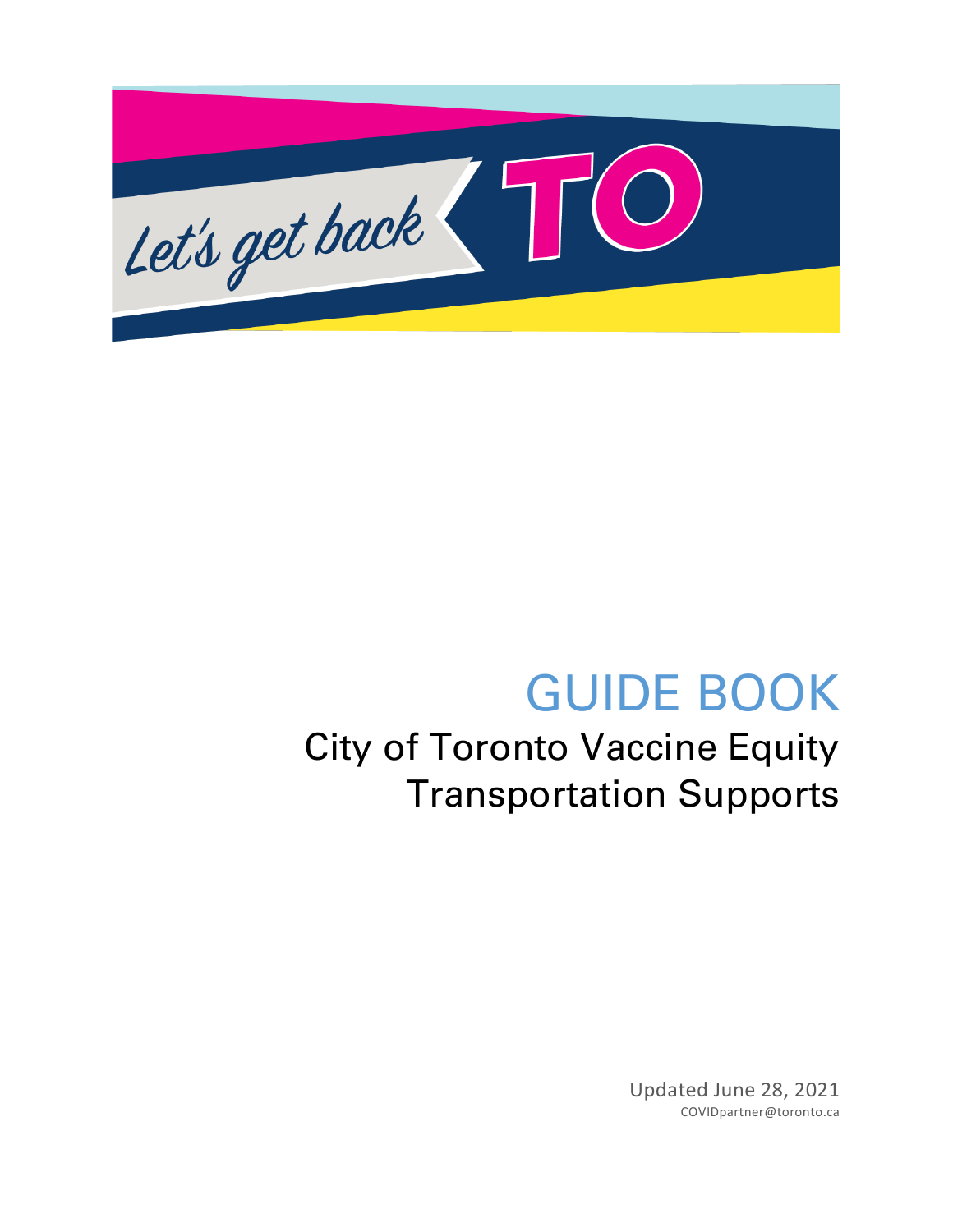Let's get back TO

# GUIDE BOOK

## City of Toronto Vaccine Equity Transportation Supports

Updated June 28, 2021

COVIDpartner@toronto.ca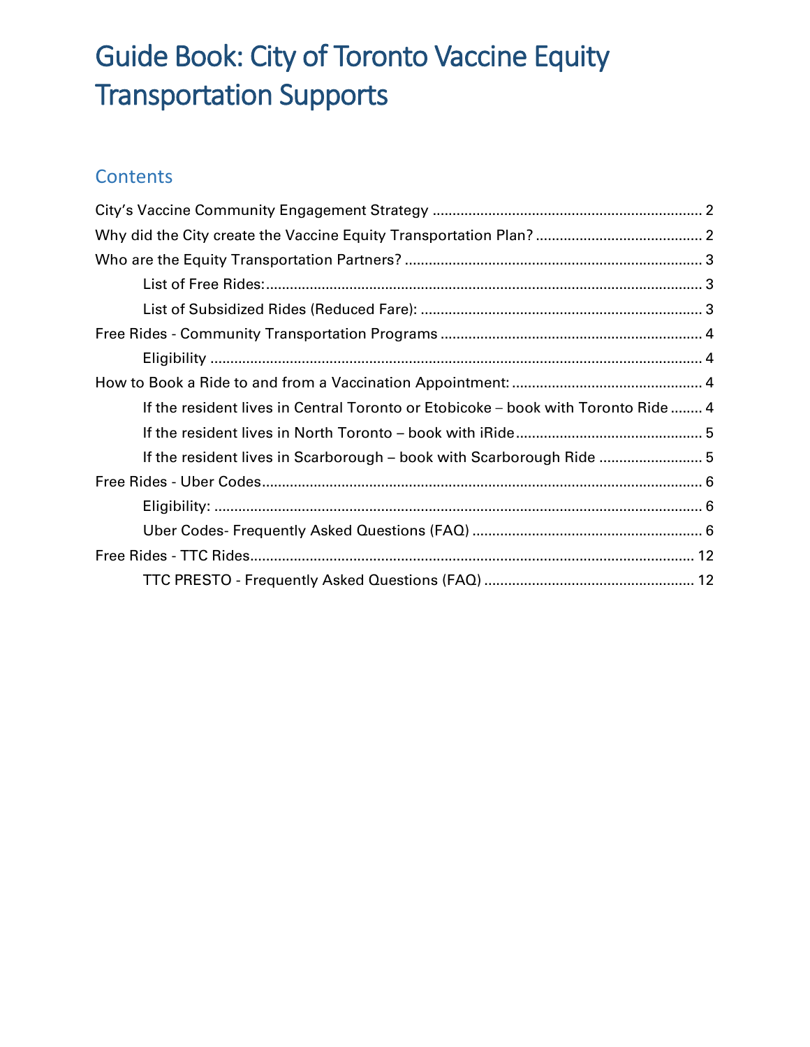# Guide Book: City of Toronto Vaccine Equity Transportation Supports

## Contents

City's Vaccine Community Engagement Strategy .................................................................... 2

Why did the City create the Vaccine Equity Transportation Plan? .......................................... 2

Who are the Equity Transportation Partners? ......................................................................... 3

- List of Free Rides: ............................................................................................................ 3
- List of Subsidized Rides (Reduced Fare): ...................................................................... 3

Free Rides - Community Transportation Programs ................................................................. 4

- Eligibility ........................................................................................................................... 4

How to Book a Ride to and from a Vaccination Appointment: ............................................... 4

- If the resident lives in Central Toronto or Etobicoke – book with Toronto Ride ........ 4
- If the resident lives in North Toronto – book with iRide .............................................. 5
- If the resident lives in Scarborough – book with Scarborough Ride .......................... 5

Free Rides - Uber Codes ............................................................................................................ 6

- Eligibility: ......................................................................................................................... 6
- Uber Codes- Frequently Asked Questions (FAQ) ......................................................... 6

Free Rides - TTC Rides .............................................................................................................. 12

- TTC PRESTO - Frequently Asked Questions (FAQ) .................................................... 12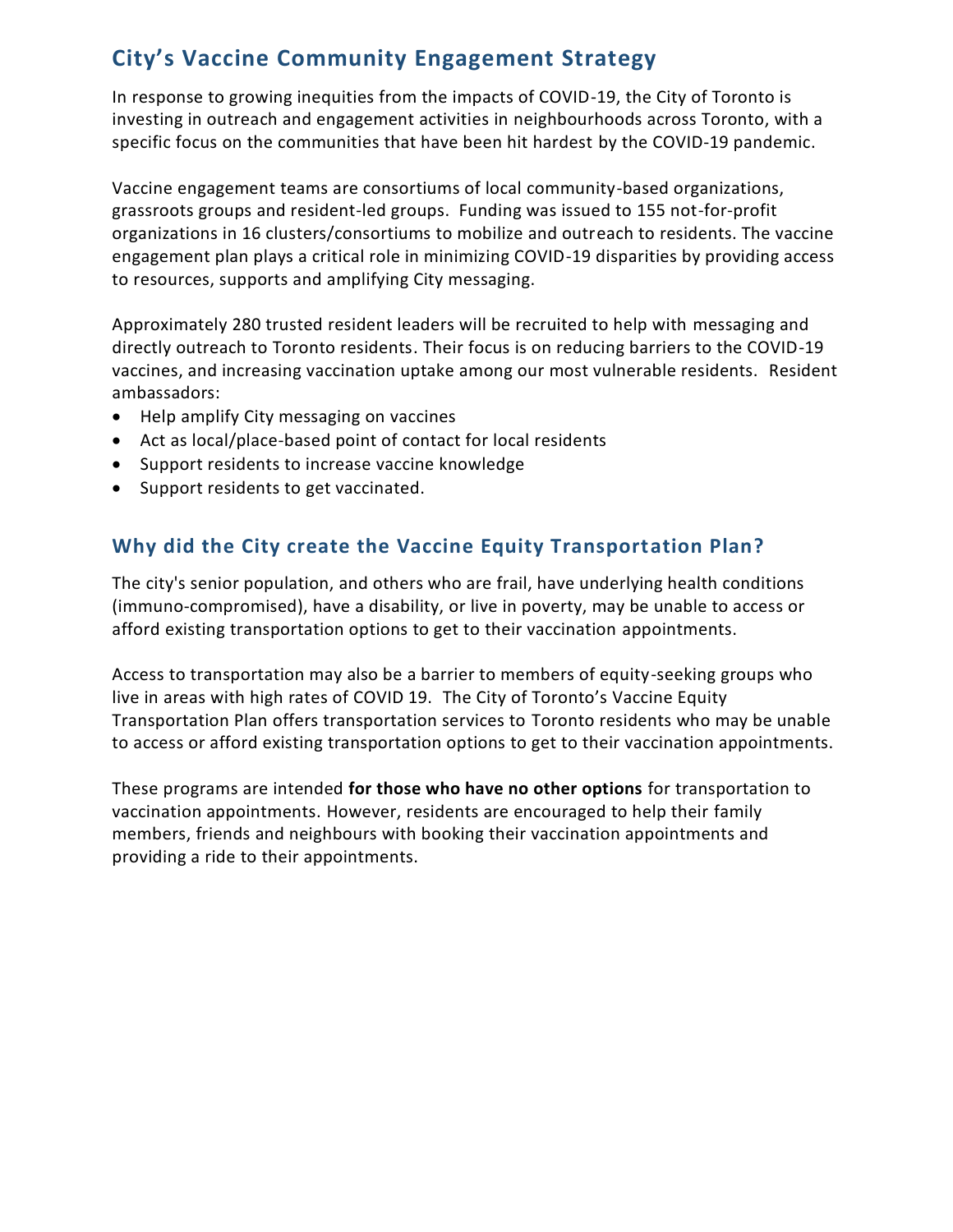## City's Vaccine Community Engagement Strategy

In response to growing inequities from the impacts of COVID-19, the City of Toronto is investing in outreach and engagement activities in neighbourhoods across Toronto, with a specific focus on the communities that have been hit hardest by the COVID-19 pandemic.

Vaccine engagement teams are consortiums of local community-based organizations, grassroots groups and resident-led groups. Funding was issued to 155 not-for-profit organizations in 16 clusters/consortiums to mobilize and outreach to residents. The vaccine engagement plan plays a critical role in minimizing COVID-19 disparities by providing access to resources, supports and amplifying City messaging.

Approximately 280 trusted resident leaders will be recruited to help with messaging and directly outreach to Toronto residents. Their focus is on reducing barriers to the COVID-19 vaccines, and increasing vaccination uptake among our most vulnerable residents. Resident ambassadors:

- Help amplify City messaging on vaccines
- Act as local/place-based point of contact for local residents
- Support residents to increase vaccine knowledge
- Support residents to get vaccinated.

### Why did the City create the Vaccine Equity Transportation Plan?

The city's senior population, and others who are frail, have underlying health conditions (immuno-compromised), have a disability, or live in poverty, may be unable to access or afford existing transportation options to get to their vaccination appointments.

Access to transportation may also be a barrier to members of equity-seeking groups who live in areas with high rates of COVID 19. The City of Toronto's Vaccine Equity Transportation Plan offers transportation services to Toronto residents who may be unable to access or afford existing transportation options to get to their vaccination appointments.

These programs are intended **for those who have no other options** for transportation to vaccination appointments. However, residents are encouraged to help their family members, friends and neighbours with booking their vaccination appointments and providing a ride to their appointments.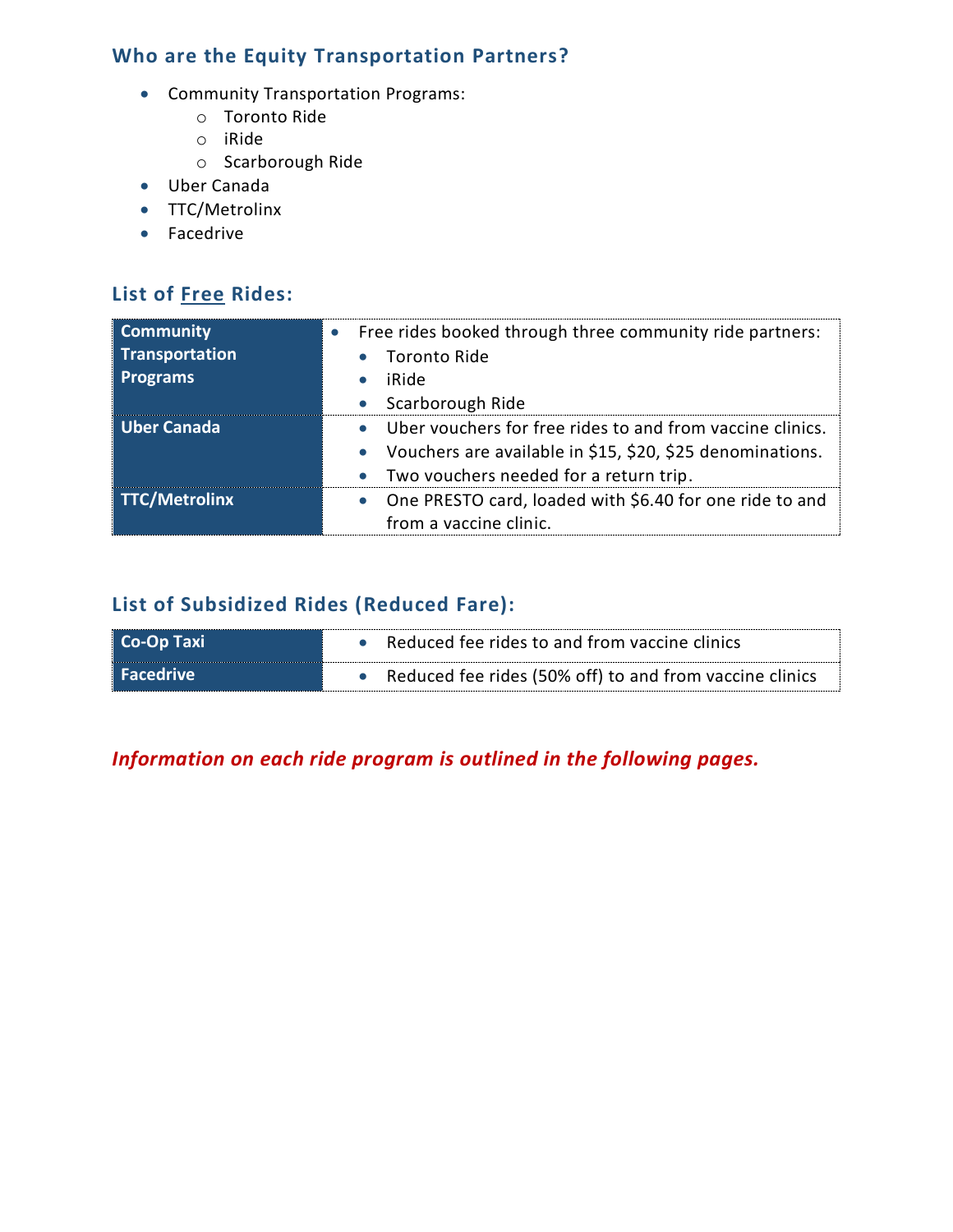## Who are the Equity Transportation Partners?

- Community Transportation Programs:
  - Toronto Ride
  - iRide
  - Scarborough Ride
- Uber Canada
- TTC/Metrolinx
- Facedrive

## List of Free Rides:

| | |
|---|---|
| **Community Transportation Programs** | • Free rides booked through three community ride partners:<br>• Toronto Ride<br>• iRide<br>• Scarborough Ride |
| **Uber Canada** | • Uber vouchers for free rides to and from vaccine clinics.<br>• Vouchers are available in $15, $20, $25 denominations.<br>• Two vouchers needed for a return trip. |
| **TTC/Metrolinx** | • One PRESTO card, loaded with $6.40 for one ride to and from a vaccine clinic. |

## List of Subsidized Rides (Reduced Fare):

| | |
|---|---|
| **Co-Op Taxi** | • Reduced fee rides to and from vaccine clinics |
| **Facedrive** | • Reduced fee rides (50% off) to and from vaccine clinics |

***Information on each ride program is outlined in the following pages.***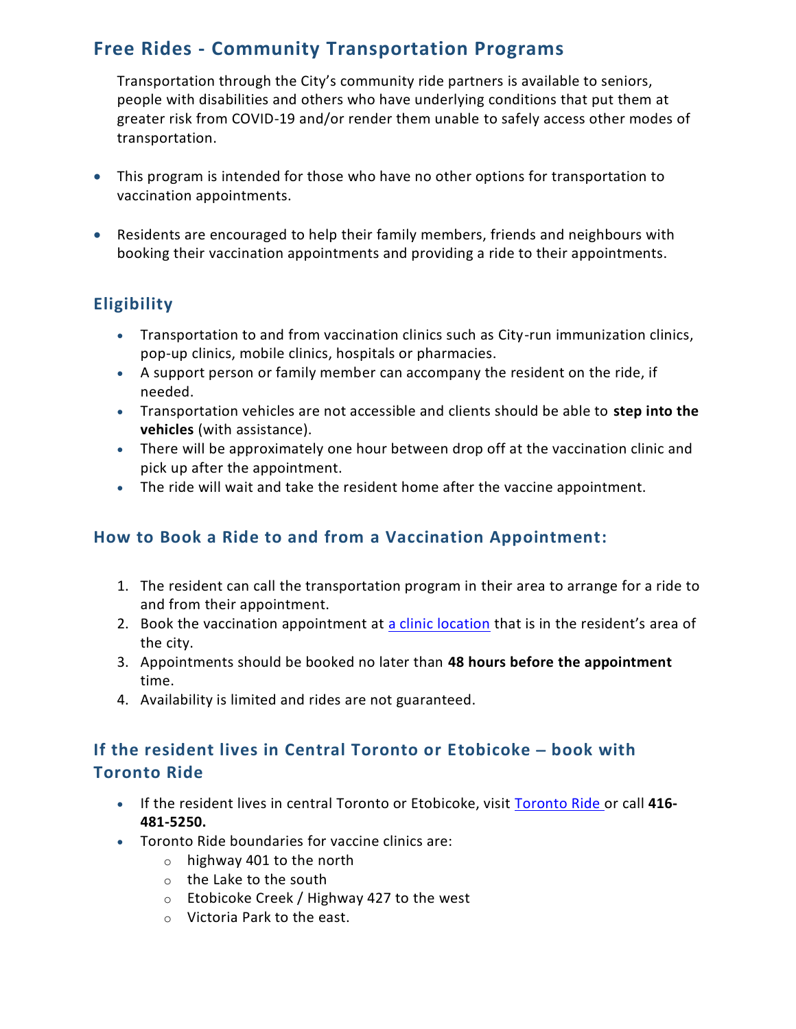## Free Rides - Community Transportation Programs

Transportation through the City's community ride partners is available to seniors, people with disabilities and others who have underlying conditions that put them at greater risk from COVID-19 and/or render them unable to safely access other modes of transportation.

- This program is intended for those who have no other options for transportation to vaccination appointments.
- Residents are encouraged to help their family members, friends and neighbours with booking their vaccination appointments and providing a ride to their appointments.

### Eligibility

- Transportation to and from vaccination clinics such as City-run immunization clinics, pop-up clinics, mobile clinics, hospitals or pharmacies.
- A support person or family member can accompany the resident on the ride, if needed.
- Transportation vehicles are not accessible and clients should be able to **step into the vehicles** (with assistance).
- There will be approximately one hour between drop off at the vaccination clinic and pick up after the appointment.
- The ride will wait and take the resident home after the vaccine appointment.

### How to Book a Ride to and from a Vaccination Appointment:

1. The resident can call the transportation program in their area to arrange for a ride to and from their appointment.
2. Book the vaccination appointment at a clinic location that is in the resident's area of the city.
3. Appointments should be booked no later than **48 hours before the appointment** time.
4. Availability is limited and rides are not guaranteed.

### If the resident lives in Central Toronto or Etobicoke – book with Toronto Ride

- If the resident lives in central Toronto or Etobicoke, visit Toronto Ride or call **416-481-5250.**
- Toronto Ride boundaries for vaccine clinics are:
  - highway 401 to the north
  - the Lake to the south
  - Etobicoke Creek / Highway 427 to the west
  - Victoria Park to the east.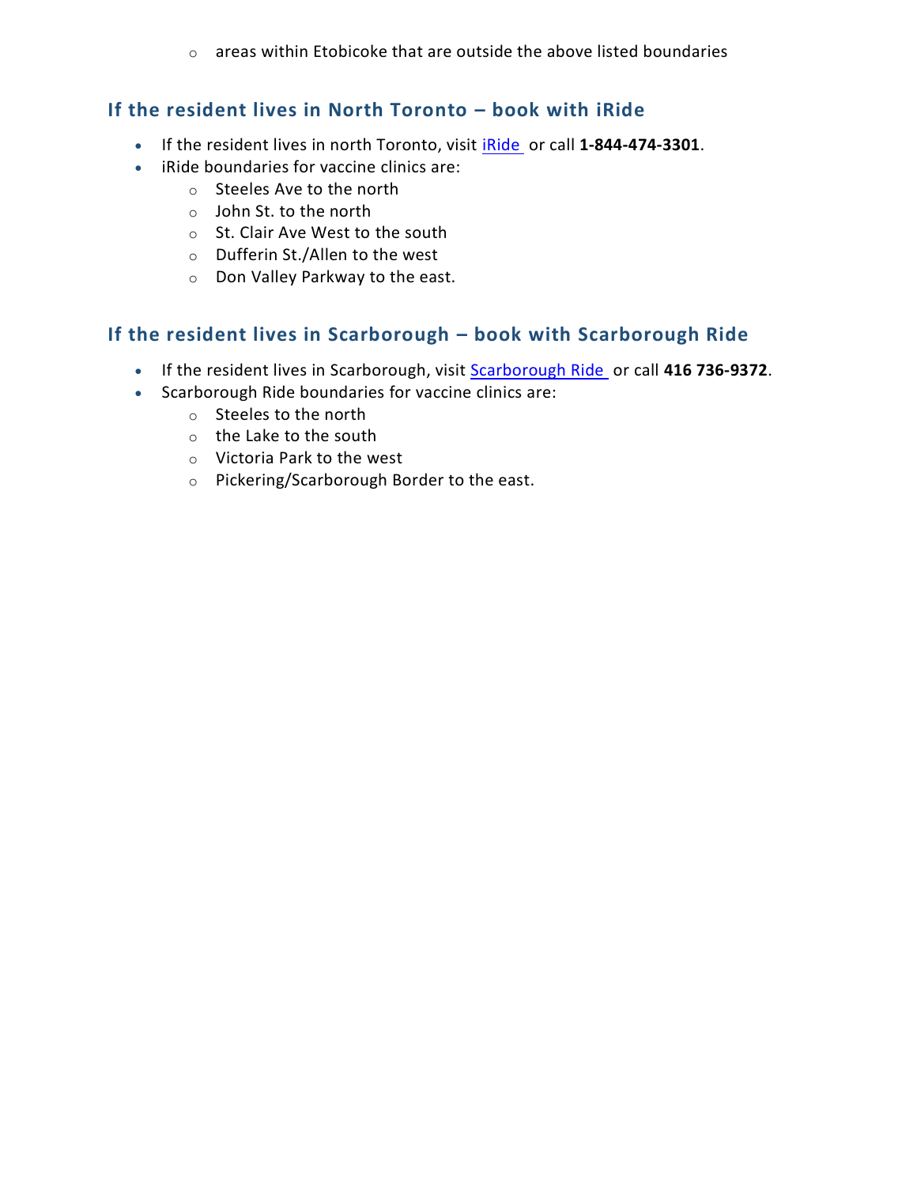- areas within Etobicoke that are outside the above listed boundaries

### If the resident lives in North Toronto – book with iRide

- If the resident lives in north Toronto, visit [iRide](#) or call **1-844-474-3301**.
- iRide boundaries for vaccine clinics are:
  - Steeles Ave to the north
  - John St. to the north
  - St. Clair Ave West to the south
  - Dufferin St./Allen to the west
  - Don Valley Parkway to the east.

### If the resident lives in Scarborough – book with Scarborough Ride

- If the resident lives in Scarborough, visit [Scarborough Ride](#) or call **416 736-9372**.
- Scarborough Ride boundaries for vaccine clinics are:
  - Steeles to the north
  - the Lake to the south
  - Victoria Park to the west
  - Pickering/Scarborough Border to the east.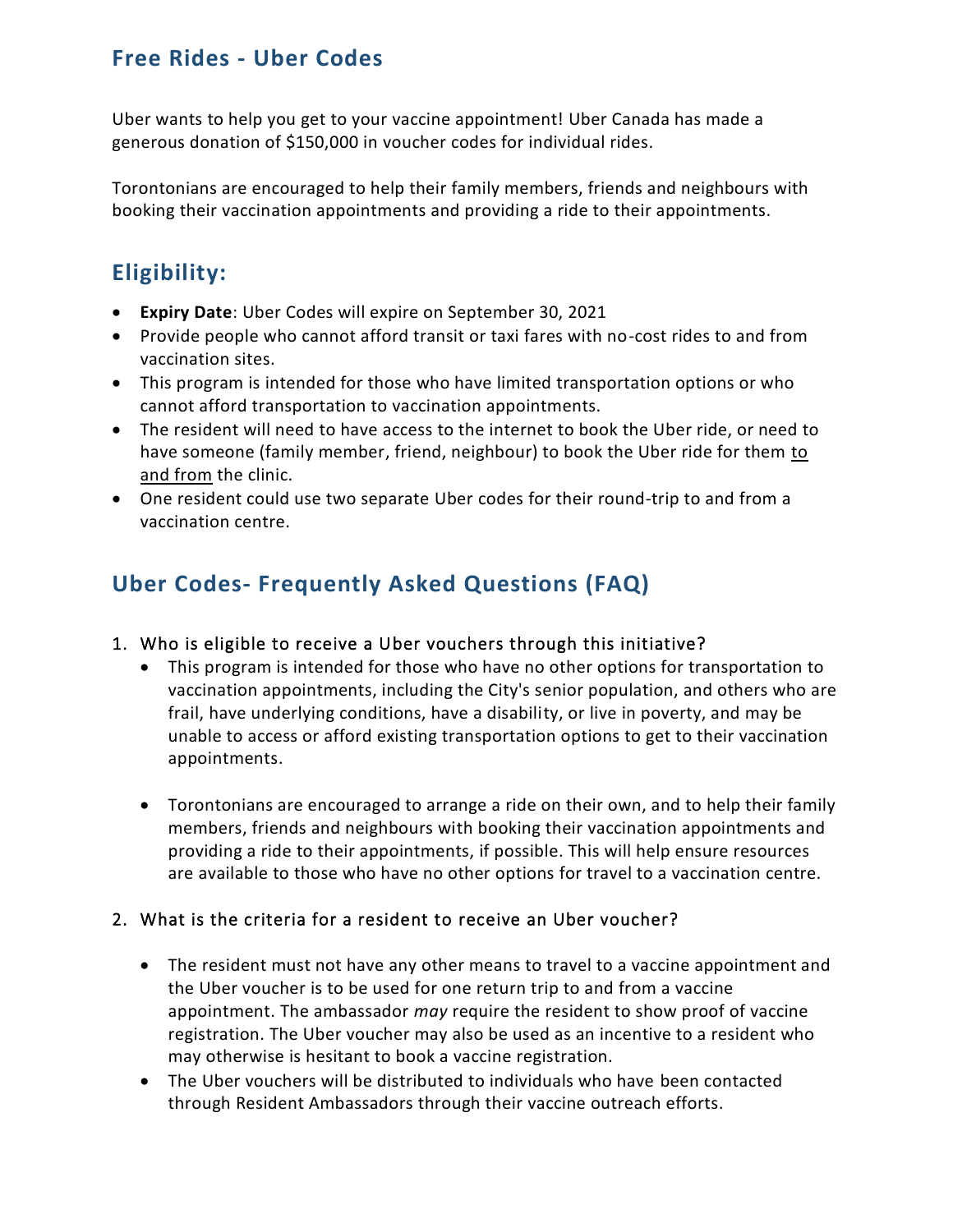## Free Rides - Uber Codes

Uber wants to help you get to your vaccine appointment! Uber Canada has made a generous donation of $150,000 in voucher codes for individual rides.

Torontonians are encouraged to help their family members, friends and neighbours with booking their vaccination appointments and providing a ride to their appointments.

## Eligibility:

- **Expiry Date**: Uber Codes will expire on September 30, 2021
- Provide people who cannot afford transit or taxi fares with no-cost rides to and from vaccination sites.
- This program is intended for those who have limited transportation options or who cannot afford transportation to vaccination appointments.
- The resident will need to have access to the internet to book the Uber ride, or need to have someone (family member, friend, neighbour) to book the Uber ride for them to and from the clinic.
- One resident could use two separate Uber codes for their round-trip to and from a vaccination centre.

## Uber Codes- Frequently Asked Questions (FAQ)

1. Who is eligible to receive a Uber vouchers through this initiative?
   - This program is intended for those who have no other options for transportation to vaccination appointments, including the City's senior population, and others who are frail, have underlying conditions, have a disability, or live in poverty, and may be unable to access or afford existing transportation options to get to their vaccination appointments.
   - Torontonians are encouraged to arrange a ride on their own, and to help their family members, friends and neighbours with booking their vaccination appointments and providing a ride to their appointments, if possible. This will help ensure resources are available to those who have no other options for travel to a vaccination centre.

2. What is the criteria for a resident to receive an Uber voucher?
   - The resident must not have any other means to travel to a vaccine appointment and the Uber voucher is to be used for one return trip to and from a vaccine appointment. The ambassador *may* require the resident to show proof of vaccine registration. The Uber voucher may also be used as an incentive to a resident who may otherwise is hesitant to book a vaccine registration.
   - The Uber vouchers will be distributed to individuals who have been contacted through Resident Ambassadors through their vaccine outreach efforts.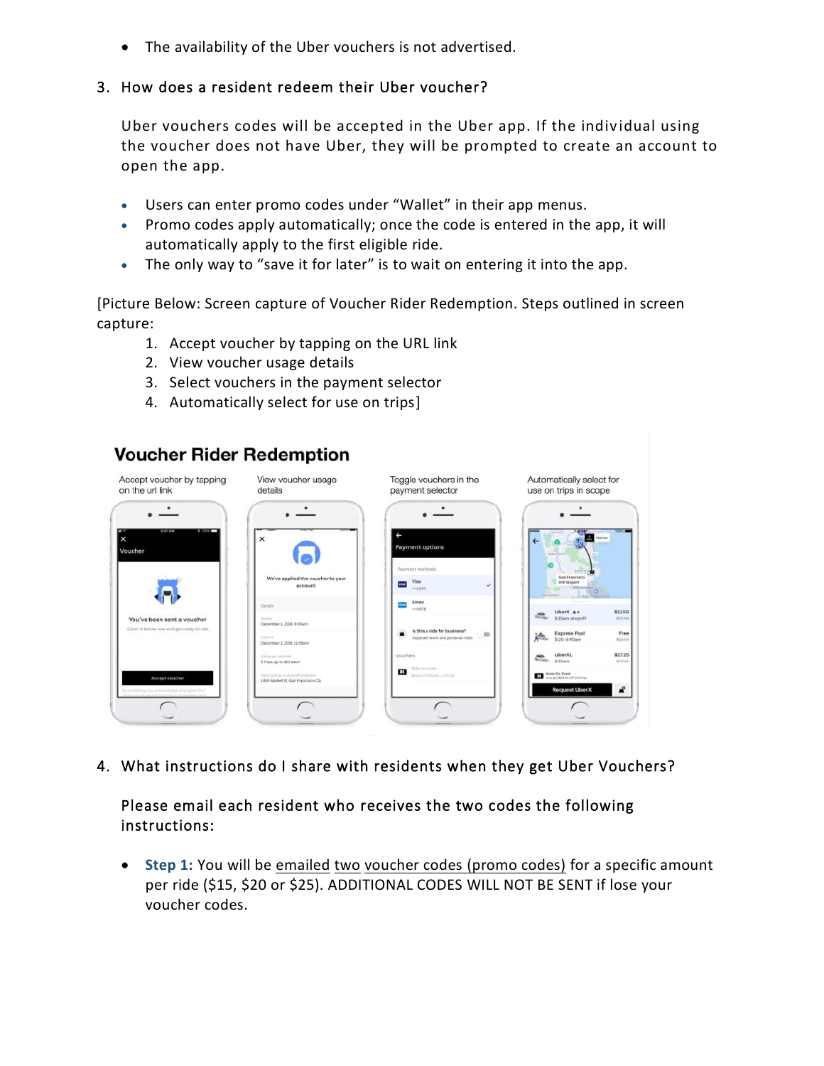- The availability of the Uber vouchers is not advertised.

3. How does a resident redeem their Uber voucher?

   Uber vouchers codes will be accepted in the Uber app. If the individual using the voucher does not have Uber, they will be prompted to create an account to open the app.

   - Users can enter promo codes under "Wallet" in their app menus.
   - Promo codes apply automatically; once the code is entered in the app, it will automatically apply to the first eligible ride.
   - The only way to "save it for later" is to wait on entering it into the app.

[Picture Below: Screen capture of Voucher Rider Redemption. Steps outlined in screen capture:

1. Accept voucher by tapping on the URL link
2. View voucher usage details
3. Select vouchers in the payment selector
4. Automatically select for use on trips]

4. What instructions do I share with residents when they get Uber Vouchers?

   Please email each resident who receives the two codes the following instructions:

   - **Step 1:** You will be emailed two voucher codes (promo codes) for a specific amount per ride ($15, $20 or $25). ADDITIONAL CODES WILL NOT BE SENT if lose your voucher codes.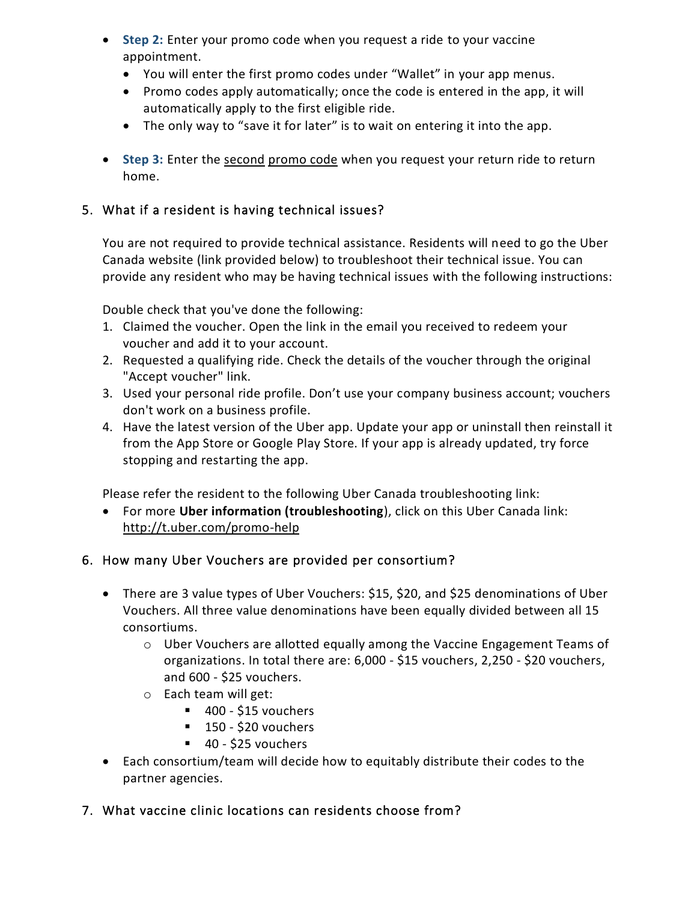- **Step 2:** Enter your promo code when you request a ride to your vaccine appointment.
  - You will enter the first promo codes under "Wallet" in your app menus.
  - Promo codes apply automatically; once the code is entered in the app, it will automatically apply to the first eligible ride.
  - The only way to "save it for later" is to wait on entering it into the app.

- **Step 3:** Enter the second promo code when you request your return ride to return home.

5. What if a resident is having technical issues?

You are not required to provide technical assistance. Residents will need to go the Uber Canada website (link provided below) to troubleshoot their technical issue. You can provide any resident who may be having technical issues with the following instructions:

Double check that you've done the following:

1. Claimed the voucher. Open the link in the email you received to redeem your voucher and add it to your account.
2. Requested a qualifying ride. Check the details of the voucher through the original "Accept voucher" link.
3. Used your personal ride profile. Don't use your company business account; vouchers don't work on a business profile.
4. Have the latest version of the Uber app. Update your app or uninstall then reinstall it from the App Store or Google Play Store. If your app is already updated, try force stopping and restarting the app.

Please refer the resident to the following Uber Canada troubleshooting link:

- For more **Uber information (troubleshooting**), click on this Uber Canada link: http://t.uber.com/promo-help

6. How many Uber Vouchers are provided per consortium?

- There are 3 value types of Uber Vouchers: $15, $20, and $25 denominations of Uber Vouchers. All three value denominations have been equally divided between all 15 consortiums.
  - Uber Vouchers are allotted equally among the Vaccine Engagement Teams of organizations. In total there are: 6,000 - $15 vouchers, 2,250 - $20 vouchers, and 600 - $25 vouchers.
  - Each team will get:
    - 400 - $15 vouchers
    - 150 - $20 vouchers
    - 40 - $25 vouchers
- Each consortium/team will decide how to equitably distribute their codes to the partner agencies.

7. What vaccine clinic locations can residents choose from?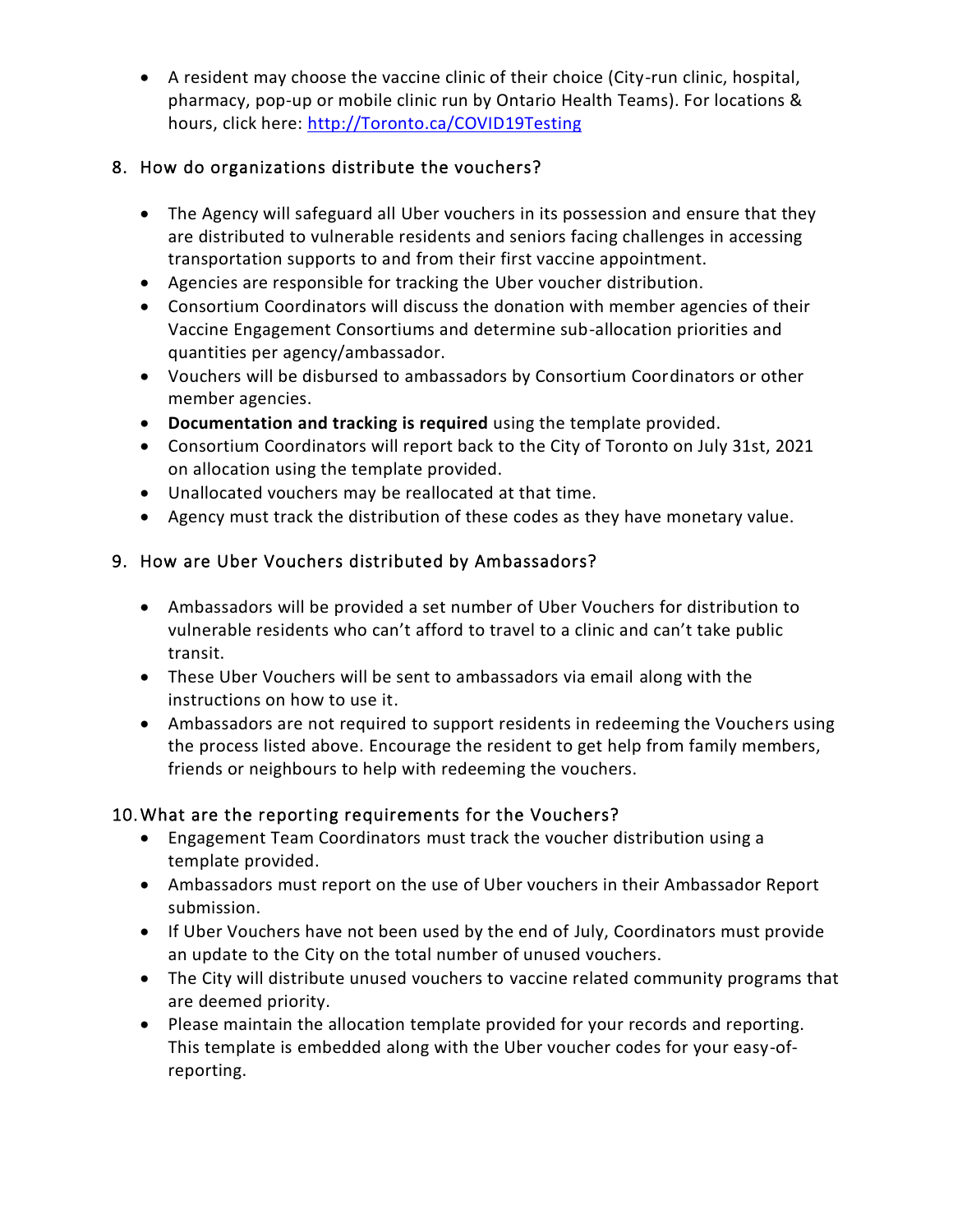- A resident may choose the vaccine clinic of their choice (City-run clinic, hospital, pharmacy, pop-up or mobile clinic run by Ontario Health Teams). For locations & hours, click here: [http://Toronto.ca/COVID19Testing](http://Toronto.ca/COVID19Testing)

## 8. How do organizations distribute the vouchers?

- The Agency will safeguard all Uber vouchers in its possession and ensure that they are distributed to vulnerable residents and seniors facing challenges in accessing transportation supports to and from their first vaccine appointment.
- Agencies are responsible for tracking the Uber voucher distribution.
- Consortium Coordinators will discuss the donation with member agencies of their Vaccine Engagement Consortiums and determine sub-allocation priorities and quantities per agency/ambassador.
- Vouchers will be disbursed to ambassadors by Consortium Coordinators or other member agencies.
- **Documentation and tracking is required** using the template provided.
- Consortium Coordinators will report back to the City of Toronto on July 31st, 2021 on allocation using the template provided.
- Unallocated vouchers may be reallocated at that time.
- Agency must track the distribution of these codes as they have monetary value.

## 9. How are Uber Vouchers distributed by Ambassadors?

- Ambassadors will be provided a set number of Uber Vouchers for distribution to vulnerable residents who can't afford to travel to a clinic and can't take public transit.
- These Uber Vouchers will be sent to ambassadors via email along with the instructions on how to use it.
- Ambassadors are not required to support residents in redeeming the Vouchers using the process listed above. Encourage the resident to get help from family members, friends or neighbours to help with redeeming the vouchers.

## 10. What are the reporting requirements for the Vouchers?

- Engagement Team Coordinators must track the voucher distribution using a template provided.
- Ambassadors must report on the use of Uber vouchers in their Ambassador Report submission.
- If Uber Vouchers have not been used by the end of July, Coordinators must provide an update to the City on the total number of unused vouchers.
- The City will distribute unused vouchers to vaccine related community programs that are deemed priority.
- Please maintain the allocation template provided for your records and reporting. This template is embedded along with the Uber voucher codes for your easy-of-reporting.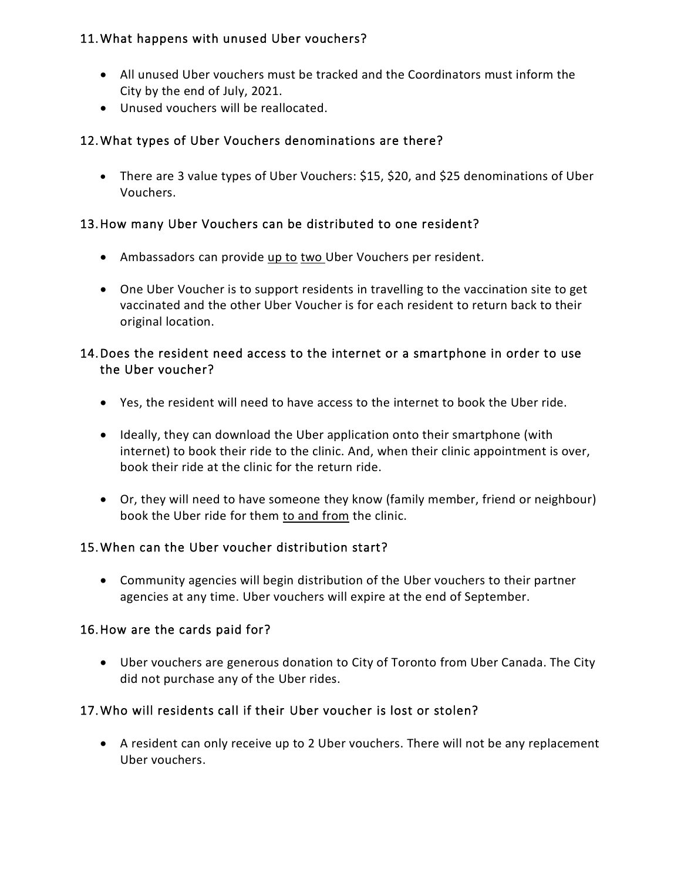## 11. What happens with unused Uber vouchers?

- All unused Uber vouchers must be tracked and the Coordinators must inform the City by the end of July, 2021.
- Unused vouchers will be reallocated.

## 12. What types of Uber Vouchers denominations are there?

- There are 3 value types of Uber Vouchers: $15, $20, and $25 denominations of Uber Vouchers.

## 13. How many Uber Vouchers can be distributed to one resident?

- Ambassadors can provide up to two Uber Vouchers per resident.
- One Uber Voucher is to support residents in travelling to the vaccination site to get vaccinated and the other Uber Voucher is for each resident to return back to their original location.

## 14. Does the resident need access to the internet or a smartphone in order to use the Uber voucher?

- Yes, the resident will need to have access to the internet to book the Uber ride.
- Ideally, they can download the Uber application onto their smartphone (with internet) to book their ride to the clinic. And, when their clinic appointment is over, book their ride at the clinic for the return ride.
- Or, they will need to have someone they know (family member, friend or neighbour) book the Uber ride for them to and from the clinic.

## 15. When can the Uber voucher distribution start?

- Community agencies will begin distribution of the Uber vouchers to their partner agencies at any time. Uber vouchers will expire at the end of September.

## 16. How are the cards paid for?

- Uber vouchers are generous donation to City of Toronto from Uber Canada. The City did not purchase any of the Uber rides.

## 17. Who will residents call if their Uber voucher is lost or stolen?

- A resident can only receive up to 2 Uber vouchers. There will not be any replacement Uber vouchers.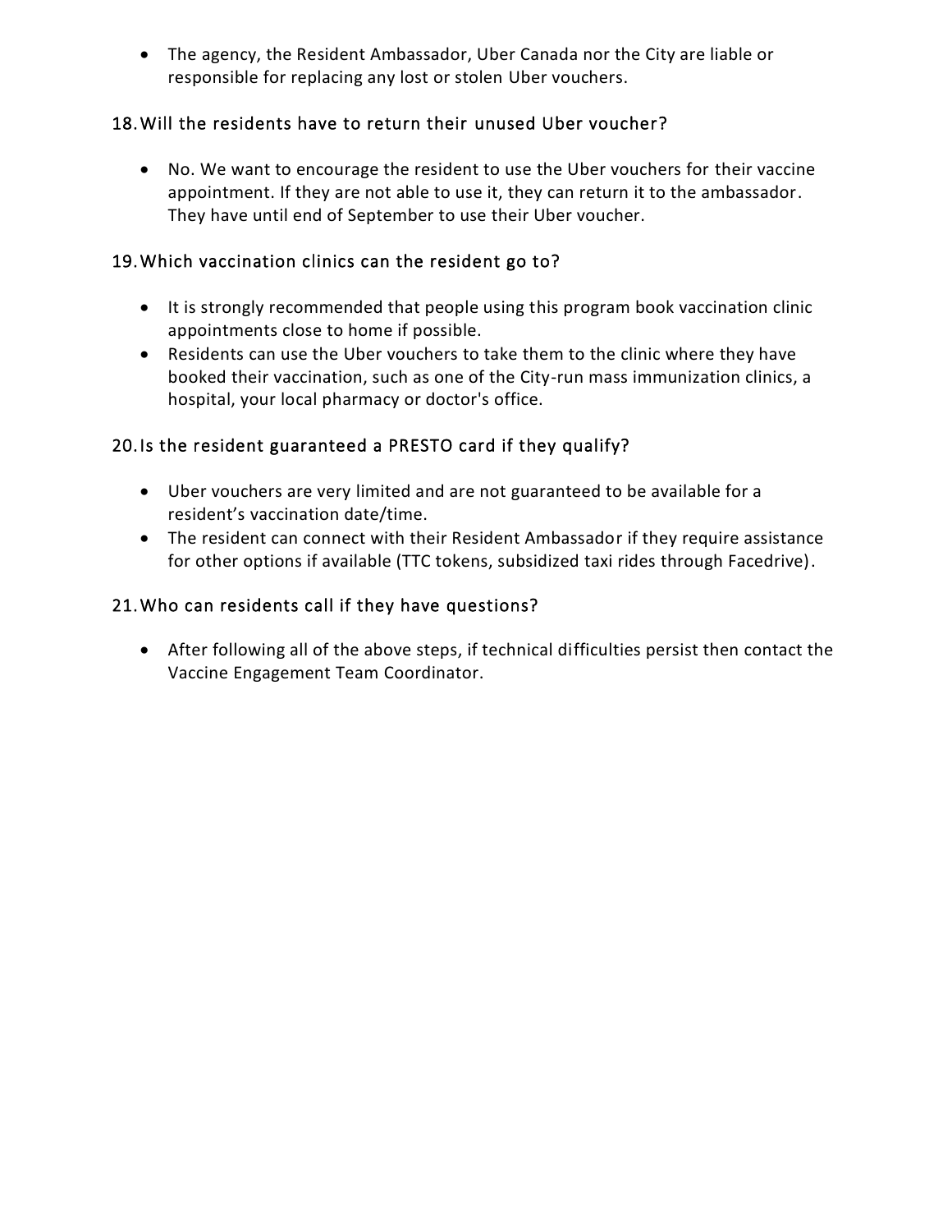- The agency, the Resident Ambassador, Uber Canada nor the City are liable or responsible for replacing any lost or stolen Uber vouchers.

## 18. Will the residents have to return their unused Uber voucher?

- No. We want to encourage the resident to use the Uber vouchers for their vaccine appointment. If they are not able to use it, they can return it to the ambassador. They have until end of September to use their Uber voucher.

## 19. Which vaccination clinics can the resident go to?

- It is strongly recommended that people using this program book vaccination clinic appointments close to home if possible.
- Residents can use the Uber vouchers to take them to the clinic where they have booked their vaccination, such as one of the City-run mass immunization clinics, a hospital, your local pharmacy or doctor's office.

## 20. Is the resident guaranteed a PRESTO card if they qualify?

- Uber vouchers are very limited and are not guaranteed to be available for a resident's vaccination date/time.
- The resident can connect with their Resident Ambassador if they require assistance for other options if available (TTC tokens, subsidized taxi rides through Facedrive).

## 21. Who can residents call if they have questions?

- After following all of the above steps, if technical difficulties persist then contact the Vaccine Engagement Team Coordinator.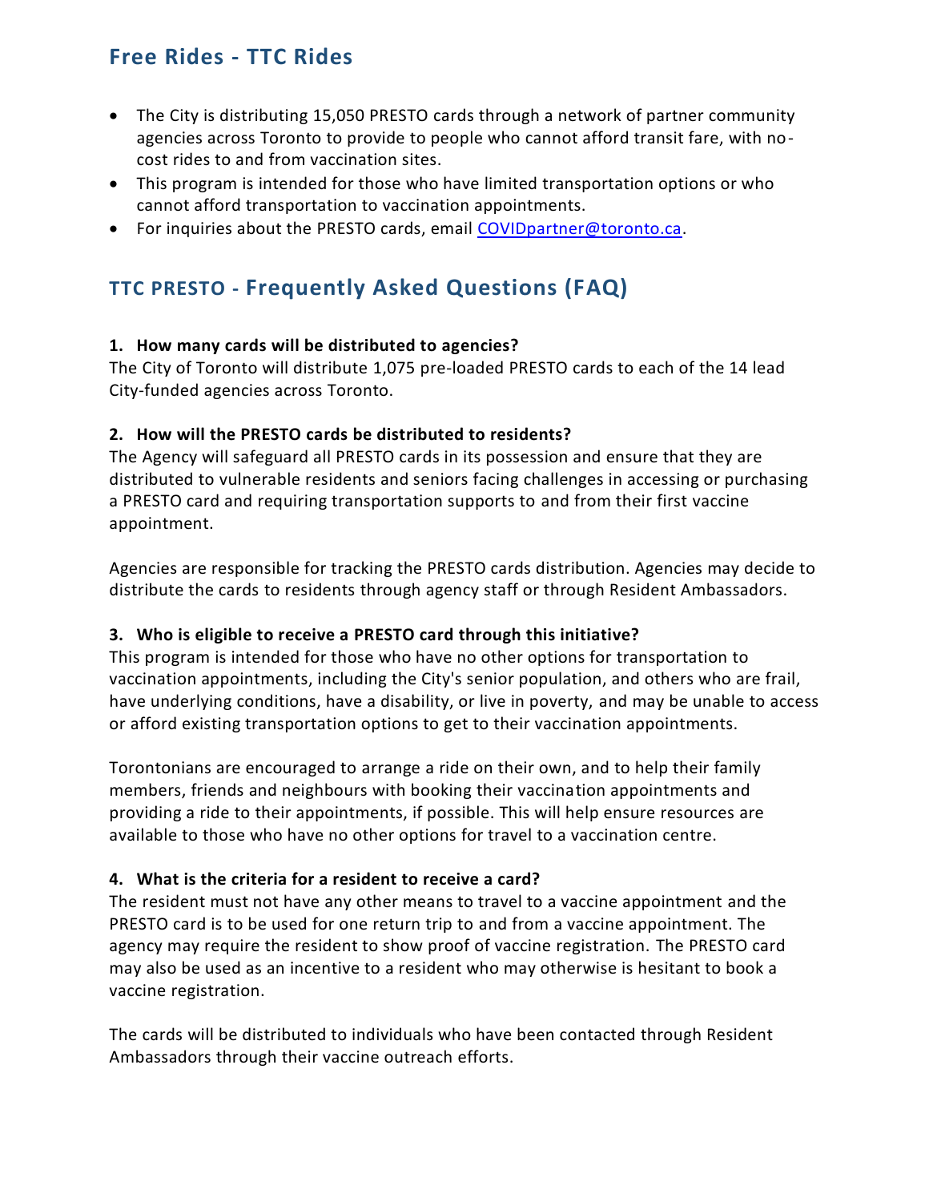## Free Rides - TTC Rides

- The City is distributing 15,050 PRESTO cards through a network of partner community agencies across Toronto to provide to people who cannot afford transit fare, with no-cost rides to and from vaccination sites.
- This program is intended for those who have limited transportation options or who cannot afford transportation to vaccination appointments.
- For inquiries about the PRESTO cards, email [COVIDpartner@toronto.ca](mailto:COVIDpartner@toronto.ca).

## TTC PRESTO - Frequently Asked Questions (FAQ)

**1. How many cards will be distributed to agencies?**
The City of Toronto will distribute 1,075 pre-loaded PRESTO cards to each of the 14 lead City-funded agencies across Toronto.

**2. How will the PRESTO cards be distributed to residents?**
The Agency will safeguard all PRESTO cards in its possession and ensure that they are distributed to vulnerable residents and seniors facing challenges in accessing or purchasing a PRESTO card and requiring transportation supports to and from their first vaccine appointment.

Agencies are responsible for tracking the PRESTO cards distribution. Agencies may decide to distribute the cards to residents through agency staff or through Resident Ambassadors.

**3. Who is eligible to receive a PRESTO card through this initiative?**
This program is intended for those who have no other options for transportation to vaccination appointments, including the City's senior population, and others who are frail, have underlying conditions, have a disability, or live in poverty, and may be unable to access or afford existing transportation options to get to their vaccination appointments.

Torontonians are encouraged to arrange a ride on their own, and to help their family members, friends and neighbours with booking their vaccination appointments and providing a ride to their appointments, if possible. This will help ensure resources are available to those who have no other options for travel to a vaccination centre.

**4. What is the criteria for a resident to receive a card?**
The resident must not have any other means to travel to a vaccine appointment and the PRESTO card is to be used for one return trip to and from a vaccine appointment. The agency may require the resident to show proof of vaccine registration. The PRESTO card may also be used as an incentive to a resident who may otherwise is hesitant to book a vaccine registration.

The cards will be distributed to individuals who have been contacted through Resident Ambassadors through their vaccine outreach efforts.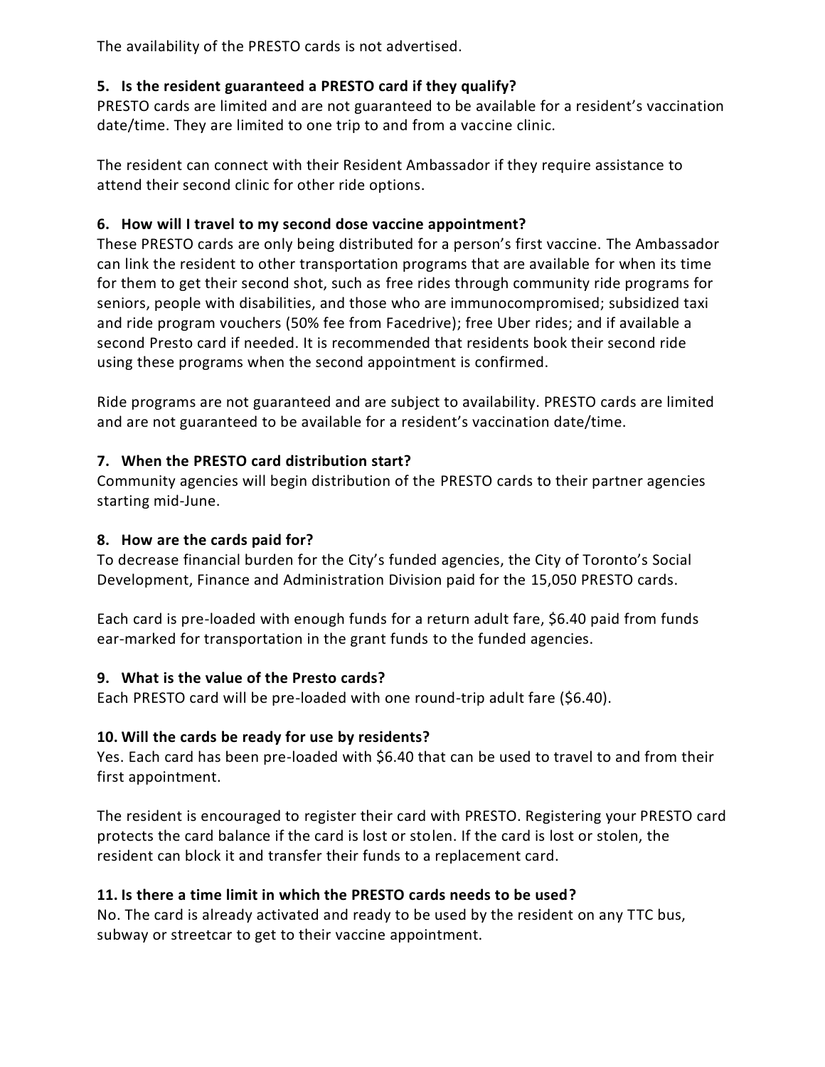The availability of the PRESTO cards is not advertised.

### 5. Is the resident guaranteed a PRESTO card if they qualify?

PRESTO cards are limited and are not guaranteed to be available for a resident's vaccination date/time. They are limited to one trip to and from a vaccine clinic.

The resident can connect with their Resident Ambassador if they require assistance to attend their second clinic for other ride options.

### 6. How will I travel to my second dose vaccine appointment?

These PRESTO cards are only being distributed for a person's first vaccine. The Ambassador can link the resident to other transportation programs that are available for when its time for them to get their second shot, such as free rides through community ride programs for seniors, people with disabilities, and those who are immunocompromised; subsidized taxi and ride program vouchers (50% fee from Facedrive); free Uber rides; and if available a second Presto card if needed. It is recommended that residents book their second ride using these programs when the second appointment is confirmed.

Ride programs are not guaranteed and are subject to availability. PRESTO cards are limited and are not guaranteed to be available for a resident's vaccination date/time.

### 7. When the PRESTO card distribution start?

Community agencies will begin distribution of the PRESTO cards to their partner agencies starting mid-June.

### 8. How are the cards paid for?

To decrease financial burden for the City's funded agencies, the City of Toronto's Social Development, Finance and Administration Division paid for the 15,050 PRESTO cards.

Each card is pre-loaded with enough funds for a return adult fare, $6.40 paid from funds ear-marked for transportation in the grant funds to the funded agencies.

### 9. What is the value of the Presto cards?

Each PRESTO card will be pre-loaded with one round-trip adult fare ($6.40).

### 10. Will the cards be ready for use by residents?

Yes. Each card has been pre-loaded with $6.40 that can be used to travel to and from their first appointment.

The resident is encouraged to register their card with PRESTO. Registering your PRESTO card protects the card balance if the card is lost or stolen. If the card is lost or stolen, the resident can block it and transfer their funds to a replacement card.

### 11. Is there a time limit in which the PRESTO cards needs to be used?

No. The card is already activated and ready to be used by the resident on any TTC bus, subway or streetcar to get to their vaccine appointment.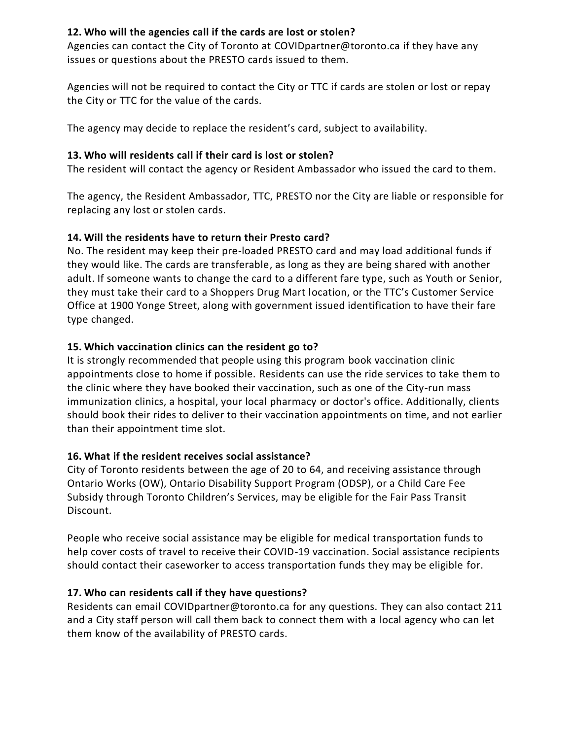**12. Who will the agencies call if the cards are lost or stolen?**
Agencies can contact the City of Toronto at COVIDpartner@toronto.ca if they have any issues or questions about the PRESTO cards issued to them.

Agencies will not be required to contact the City or TTC if cards are stolen or lost or repay the City or TTC for the value of the cards.

The agency may decide to replace the resident's card, subject to availability.

**13. Who will residents call if their card is lost or stolen?**
The resident will contact the agency or Resident Ambassador who issued the card to them.

The agency, the Resident Ambassador, TTC, PRESTO nor the City are liable or responsible for replacing any lost or stolen cards.

**14. Will the residents have to return their Presto card?**
No. The resident may keep their pre-loaded PRESTO card and may load additional funds if they would like. The cards are transferable, as long as they are being shared with another adult. If someone wants to change the card to a different fare type, such as Youth or Senior, they must take their card to a Shoppers Drug Mart location, or the TTC's Customer Service Office at 1900 Yonge Street, along with government issued identification to have their fare type changed.

**15. Which vaccination clinics can the resident go to?**
It is strongly recommended that people using this program book vaccination clinic appointments close to home if possible. Residents can use the ride services to take them to the clinic where they have booked their vaccination, such as one of the City-run mass immunization clinics, a hospital, your local pharmacy or doctor's office. Additionally, clients should book their rides to deliver to their vaccination appointments on time, and not earlier than their appointment time slot.

**16. What if the resident receives social assistance?**
City of Toronto residents between the age of 20 to 64, and receiving assistance through Ontario Works (OW), Ontario Disability Support Program (ODSP), or a Child Care Fee Subsidy through Toronto Children's Services, may be eligible for the Fair Pass Transit Discount.

People who receive social assistance may be eligible for medical transportation funds to help cover costs of travel to receive their COVID-19 vaccination. Social assistance recipients should contact their caseworker to access transportation funds they may be eligible for.

**17. Who can residents call if they have questions?**
Residents can email COVIDpartner@toronto.ca for any questions. They can also contact 211 and a City staff person will call them back to connect them with a local agency who can let them know of the availability of PRESTO cards.